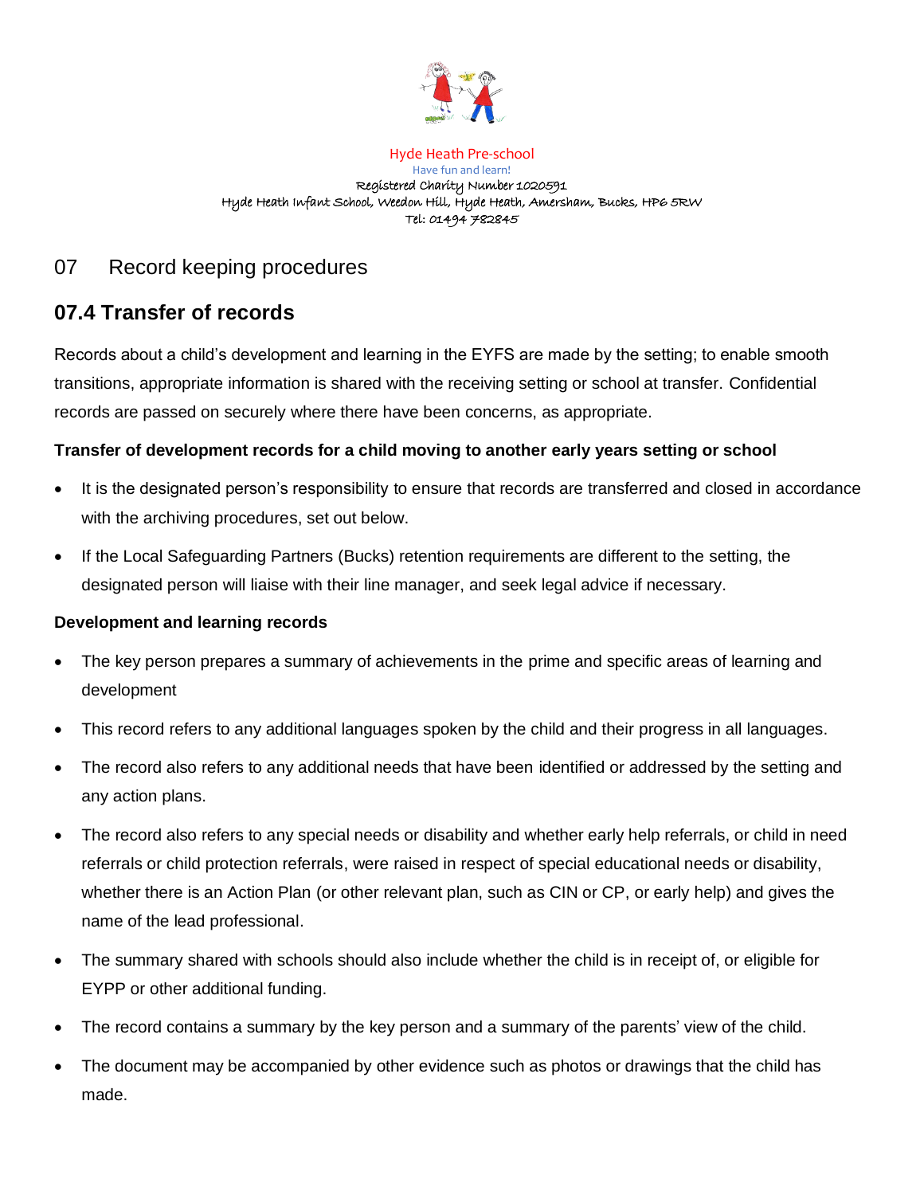Hyde Heath Pre-school
Have fun and learn!
Registered Charity Number 1020591
Hyde Heath Infant School, Weedon Hill, Hyde Heath, Amersham, Bucks, HP6 5RW
Tel: 01494 782845

# 07 Record keeping procedures

## 07.4 Transfer of records

Records about a child's development and learning in the EYFS are made by the setting; to enable smooth transitions, appropriate information is shared with the receiving setting or school at transfer. Confidential records are passed on securely where there have been concerns, as appropriate.

**Transfer of development records for a child moving to another early years setting or school**

- It is the designated person's responsibility to ensure that records are transferred and closed in accordance with the archiving procedures, set out below.
- If the Local Safeguarding Partners (Bucks) retention requirements are different to the setting, the designated person will liaise with their line manager, and seek legal advice if necessary.

**Development and learning records**

- The key person prepares a summary of achievements in the prime and specific areas of learning and development
- This record refers to any additional languages spoken by the child and their progress in all languages.
- The record also refers to any additional needs that have been identified or addressed by the setting and any action plans.
- The record also refers to any special needs or disability and whether early help referrals, or child in need referrals or child protection referrals, were raised in respect of special educational needs or disability, whether there is an Action Plan (or other relevant plan, such as CIN or CP, or early help) and gives the name of the lead professional.
- The summary shared with schools should also include whether the child is in receipt of, or eligible for EYPP or other additional funding.
- The record contains a summary by the key person and a summary of the parents' view of the child.
- The document may be accompanied by other evidence such as photos or drawings that the child has made.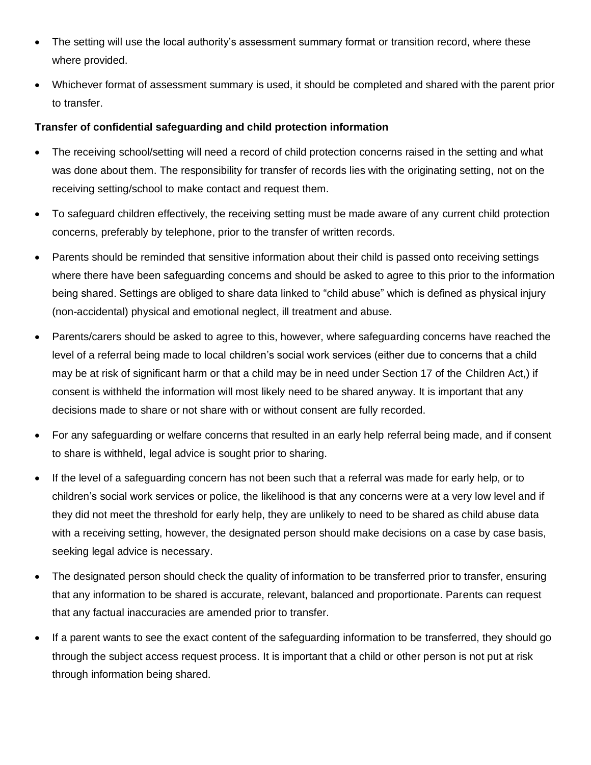- The setting will use the local authority's assessment summary format or transition record, where these where provided.
- Whichever format of assessment summary is used, it should be completed and shared with the parent prior to transfer.

**Transfer of confidential safeguarding and child protection information**

- The receiving school/setting will need a record of child protection concerns raised in the setting and what was done about them. The responsibility for transfer of records lies with the originating setting, not on the receiving setting/school to make contact and request them.
- To safeguard children effectively, the receiving setting must be made aware of any current child protection concerns, preferably by telephone, prior to the transfer of written records.
- Parents should be reminded that sensitive information about their child is passed onto receiving settings where there have been safeguarding concerns and should be asked to agree to this prior to the information being shared. Settings are obliged to share data linked to "child abuse" which is defined as physical injury (non-accidental) physical and emotional neglect, ill treatment and abuse.
- Parents/carers should be asked to agree to this, however, where safeguarding concerns have reached the level of a referral being made to local children's social work services (either due to concerns that a child may be at risk of significant harm or that a child may be in need under Section 17 of the Children Act,) if consent is withheld the information will most likely need to be shared anyway. It is important that any decisions made to share or not share with or without consent are fully recorded.
- For any safeguarding or welfare concerns that resulted in an early help referral being made, and if consent to share is withheld, legal advice is sought prior to sharing.
- If the level of a safeguarding concern has not been such that a referral was made for early help, or to children's social work services or police, the likelihood is that any concerns were at a very low level and if they did not meet the threshold for early help, they are unlikely to need to be shared as child abuse data with a receiving setting, however, the designated person should make decisions on a case by case basis, seeking legal advice is necessary.
- The designated person should check the quality of information to be transferred prior to transfer, ensuring that any information to be shared is accurate, relevant, balanced and proportionate. Parents can request that any factual inaccuracies are amended prior to transfer.
- If a parent wants to see the exact content of the safeguarding information to be transferred, they should go through the subject access request process. It is important that a child or other person is not put at risk through information being shared.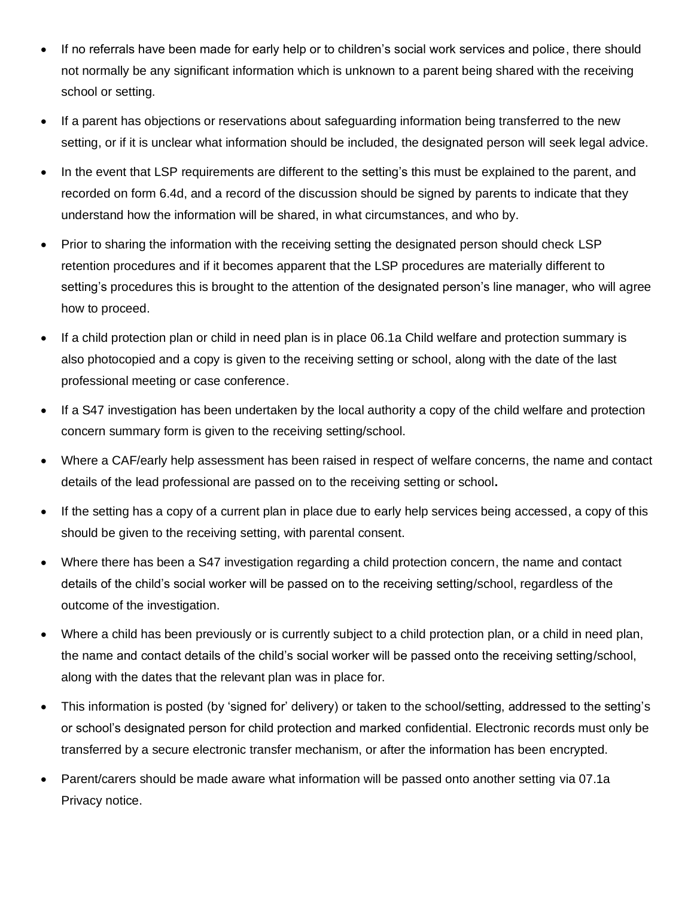- If no referrals have been made for early help or to children's social work services and police, there should not normally be any significant information which is unknown to a parent being shared with the receiving school or setting.
- If a parent has objections or reservations about safeguarding information being transferred to the new setting, or if it is unclear what information should be included, the designated person will seek legal advice.
- In the event that LSP requirements are different to the setting's this must be explained to the parent, and recorded on form 6.4d, and a record of the discussion should be signed by parents to indicate that they understand how the information will be shared, in what circumstances, and who by.
- Prior to sharing the information with the receiving setting the designated person should check LSP retention procedures and if it becomes apparent that the LSP procedures are materially different to setting's procedures this is brought to the attention of the designated person's line manager, who will agree how to proceed.
- If a child protection plan or child in need plan is in place 06.1a Child welfare and protection summary is also photocopied and a copy is given to the receiving setting or school, along with the date of the last professional meeting or case conference.
- If a S47 investigation has been undertaken by the local authority a copy of the child welfare and protection concern summary form is given to the receiving setting/school.
- Where a CAF/early help assessment has been raised in respect of welfare concerns, the name and contact details of the lead professional are passed on to the receiving setting or school**.**
- If the setting has a copy of a current plan in place due to early help services being accessed, a copy of this should be given to the receiving setting, with parental consent.
- Where there has been a S47 investigation regarding a child protection concern, the name and contact details of the child's social worker will be passed on to the receiving setting/school, regardless of the outcome of the investigation.
- Where a child has been previously or is currently subject to a child protection plan, or a child in need plan, the name and contact details of the child's social worker will be passed onto the receiving setting/school, along with the dates that the relevant plan was in place for.
- This information is posted (by 'signed for' delivery) or taken to the school/setting, addressed to the setting's or school's designated person for child protection and marked confidential. Electronic records must only be transferred by a secure electronic transfer mechanism, or after the information has been encrypted.
- Parent/carers should be made aware what information will be passed onto another setting via 07.1a Privacy notice.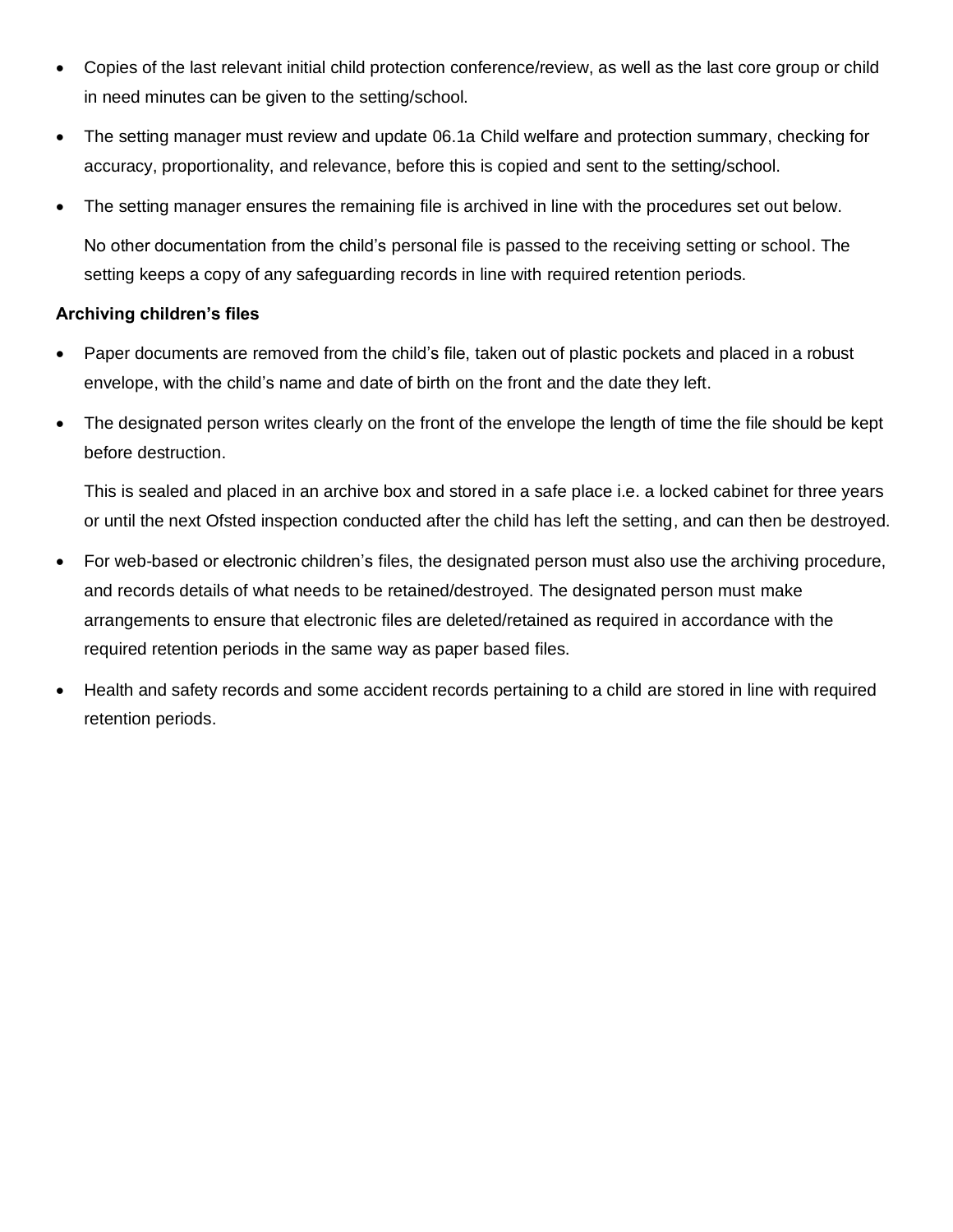- Copies of the last relevant initial child protection conference/review, as well as the last core group or child in need minutes can be given to the setting/school.
- The setting manager must review and update 06.1a Child welfare and protection summary, checking for accuracy, proportionality, and relevance, before this is copied and sent to the setting/school.
- The setting manager ensures the remaining file is archived in line with the procedures set out below.

  No other documentation from the child's personal file is passed to the receiving setting or school. The setting keeps a copy of any safeguarding records in line with required retention periods.

**Archiving children's files**

- Paper documents are removed from the child's file, taken out of plastic pockets and placed in a robust envelope, with the child's name and date of birth on the front and the date they left.
- The designated person writes clearly on the front of the envelope the length of time the file should be kept before destruction.

  This is sealed and placed in an archive box and stored in a safe place i.e. a locked cabinet for three years or until the next Ofsted inspection conducted after the child has left the setting, and can then be destroyed.
- For web-based or electronic children's files, the designated person must also use the archiving procedure, and records details of what needs to be retained/destroyed. The designated person must make arrangements to ensure that electronic files are deleted/retained as required in accordance with the required retention periods in the same way as paper based files.
- Health and safety records and some accident records pertaining to a child are stored in line with required retention periods.